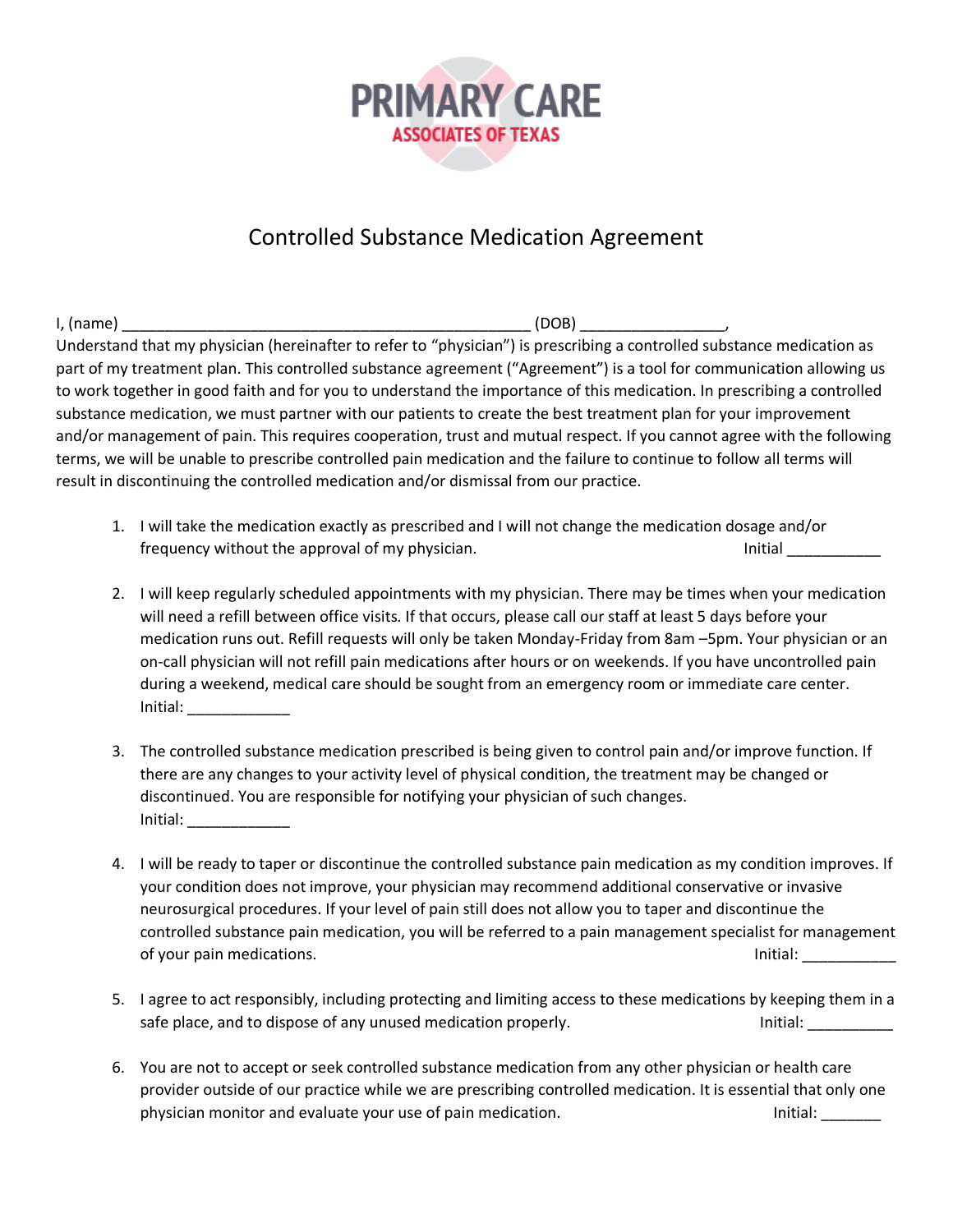PRIMARY CARE
ASSOCIATES OF TEXAS

# Controlled Substance Medication Agreement

I, (name) ________________________________________________ (DOB) ________________,
Understand that my physician (hereinafter to refer to "physician") is prescribing a controlled substance medication as part of my treatment plan. This controlled substance agreement ("Agreement") is a tool for communication allowing us to work together in good faith and for you to understand the importance of this medication. In prescribing a controlled substance medication, we must partner with our patients to create the best treatment plan for your improvement and/or management of pain. This requires cooperation, trust and mutual respect. If you cannot agree with the following terms, we will be unable to prescribe controlled pain medication and the failure to continue to follow all terms will result in discontinuing the controlled medication and/or dismissal from our practice.

1. I will take the medication exactly as prescribed and I will not change the medication dosage and/or frequency without the approval of my physician. Initial ___________

2. I will keep regularly scheduled appointments with my physician. There may be times when your medication will need a refill between office visits. If that occurs, please call our staff at least 5 days before your medication runs out. Refill requests will only be taken Monday-Friday from 8am –5pm. Your physician or an on-call physician will not refill pain medications after hours or on weekends. If you have uncontrolled pain during a weekend, medical care should be sought from an emergency room or immediate care center. Initial: ____________

3. The controlled substance medication prescribed is being given to control pain and/or improve function. If there are any changes to your activity level of physical condition, the treatment may be changed or discontinued. You are responsible for notifying your physician of such changes. Initial: ____________

4. I will be ready to taper or discontinue the controlled substance pain medication as my condition improves. If your condition does not improve, your physician may recommend additional conservative or invasive neurosurgical procedures. If your level of pain still does not allow you to taper and discontinue the controlled substance pain medication, you will be referred to a pain management specialist for management of your pain medications. Initial: ___________

5. I agree to act responsibly, including protecting and limiting access to these medications by keeping them in a safe place, and to dispose of any unused medication properly. Initial: __________

6. You are not to accept or seek controlled substance medication from any other physician or health care provider outside of our practice while we are prescribing controlled medication. It is essential that only one physician monitor and evaluate your use of pain medication. Initial: _______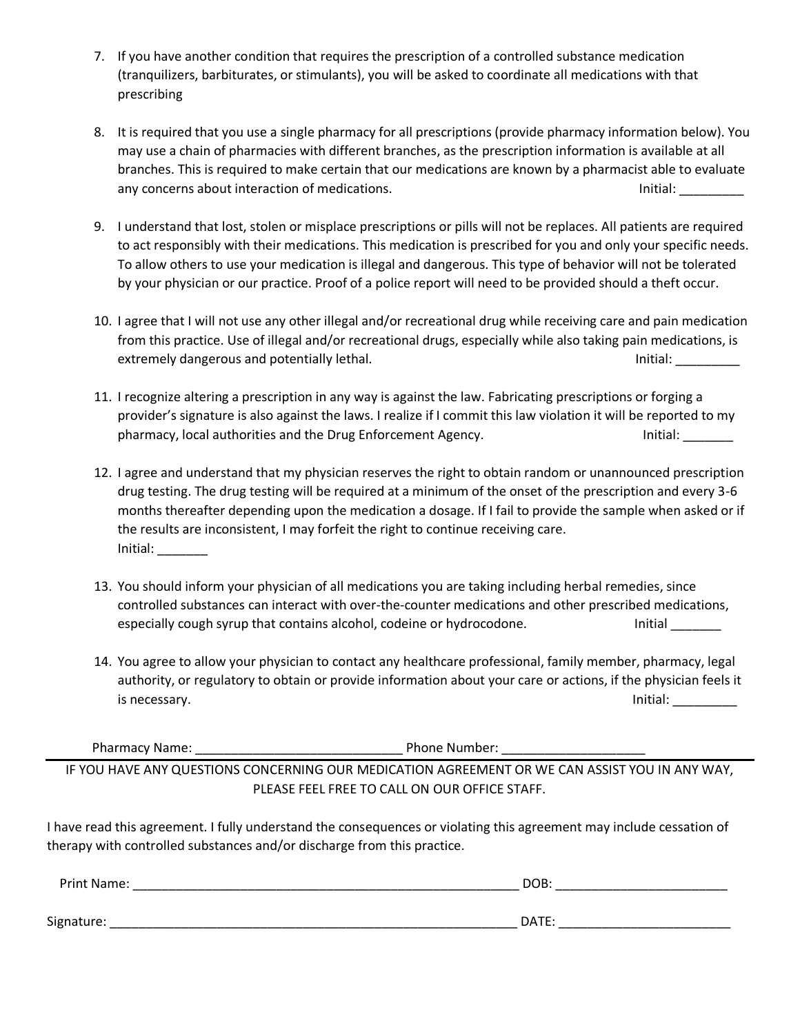7. If you have another condition that requires the prescription of a controlled substance medication (tranquilizers, barbiturates, or stimulants), you will be asked to coordinate all medications with that prescribing

8. It is required that you use a single pharmacy for all prescriptions (provide pharmacy information below). You may use a chain of pharmacies with different branches, as the prescription information is available at all branches. This is required to make certain that our medications are known by a pharmacist able to evaluate any concerns about interaction of medications. Initial: _________

9. I understand that lost, stolen or misplace prescriptions or pills will not be replaces. All patients are required to act responsibly with their medications. This medication is prescribed for you and only your specific needs. To allow others to use your medication is illegal and dangerous. This type of behavior will not be tolerated by your physician or our practice. Proof of a police report will need to be provided should a theft occur.

10. I agree that I will not use any other illegal and/or recreational drug while receiving care and pain medication from this practice. Use of illegal and/or recreational drugs, especially while also taking pain medications, is extremely dangerous and potentially lethal. Initial: _________

11. I recognize altering a prescription in any way is against the law. Fabricating prescriptions or forging a provider's signature is also against the laws. I realize if I commit this law violation it will be reported to my pharmacy, local authorities and the Drug Enforcement Agency. Initial: _______

12. I agree and understand that my physician reserves the right to obtain random or unannounced prescription drug testing. The drug testing will be required at a minimum of the onset of the prescription and every 3-6 months thereafter depending upon the medication a dosage. If I fail to provide the sample when asked or if the results are inconsistent, I may forfeit the right to continue receiving care. Initial: _______

13. You should inform your physician of all medications you are taking including herbal remedies, since controlled substances can interact with over-the-counter medications and other prescribed medications, especially cough syrup that contains alcohol, codeine or hydrocodone. Initial _______

14. You agree to allow your physician to contact any healthcare professional, family member, pharmacy, legal authority, or regulatory to obtain or provide information about your care or actions, if the physician feels it is necessary. Initial: _________

Pharmacy Name: _____________________________ Phone Number: ____________________

---

IF YOU HAVE ANY QUESTIONS CONCERNING OUR MEDICATION AGREEMENT OR WE CAN ASSIST YOU IN ANY WAY, PLEASE FEEL FREE TO CALL ON OUR OFFICE STAFF.

I have read this agreement. I fully understand the consequences or violating this agreement may include cessation of therapy with controlled substances and/or discharge from this practice.

Print Name: ________________________________________________________ DOB: ________________________

Signature: ___________________________________________________________ DATE: ________________________